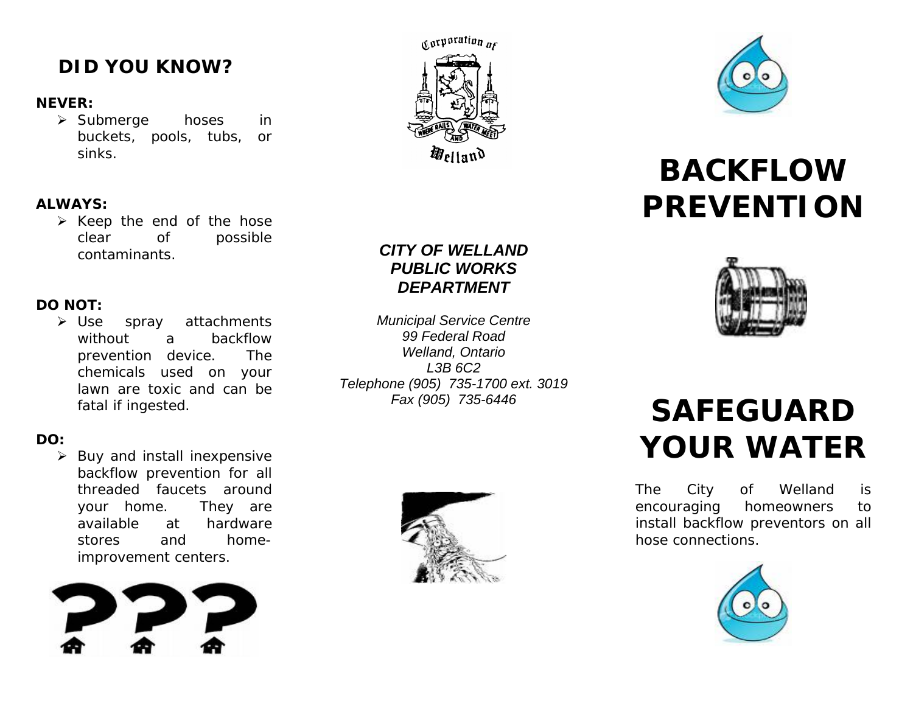## DID YOU KNOW?

**NEVER:**

- Submerge hoses in buckets, pools, tubs, or sinks.

**ALWAYS:**

- Keep the end of the hose clear of possible contaminants.

**DO NOT:**

- Use spray attachments without a backflow prevention device. The chemicals used on your lawn are toxic and can be fatal if ingested.

**DO:**

- Buy and install inexpensive backflow prevention for all threaded faucets around your home. They are available at hardware stores and home-improvement centers.

***CITY OF WELLAND PUBLIC WORKS DEPARTMENT***

*Municipal Service Centre*
*99 Federal Road*
*Welland, Ontario*
*L3B 6C2*
*Telephone (905) 735-1700 ext. 3019*
*Fax (905) 735-6446*

# BACKFLOW PREVENTION

# SAFEGUARD YOUR WATER

The City of Welland is encouraging homeowners to install backflow preventors on all hose connections.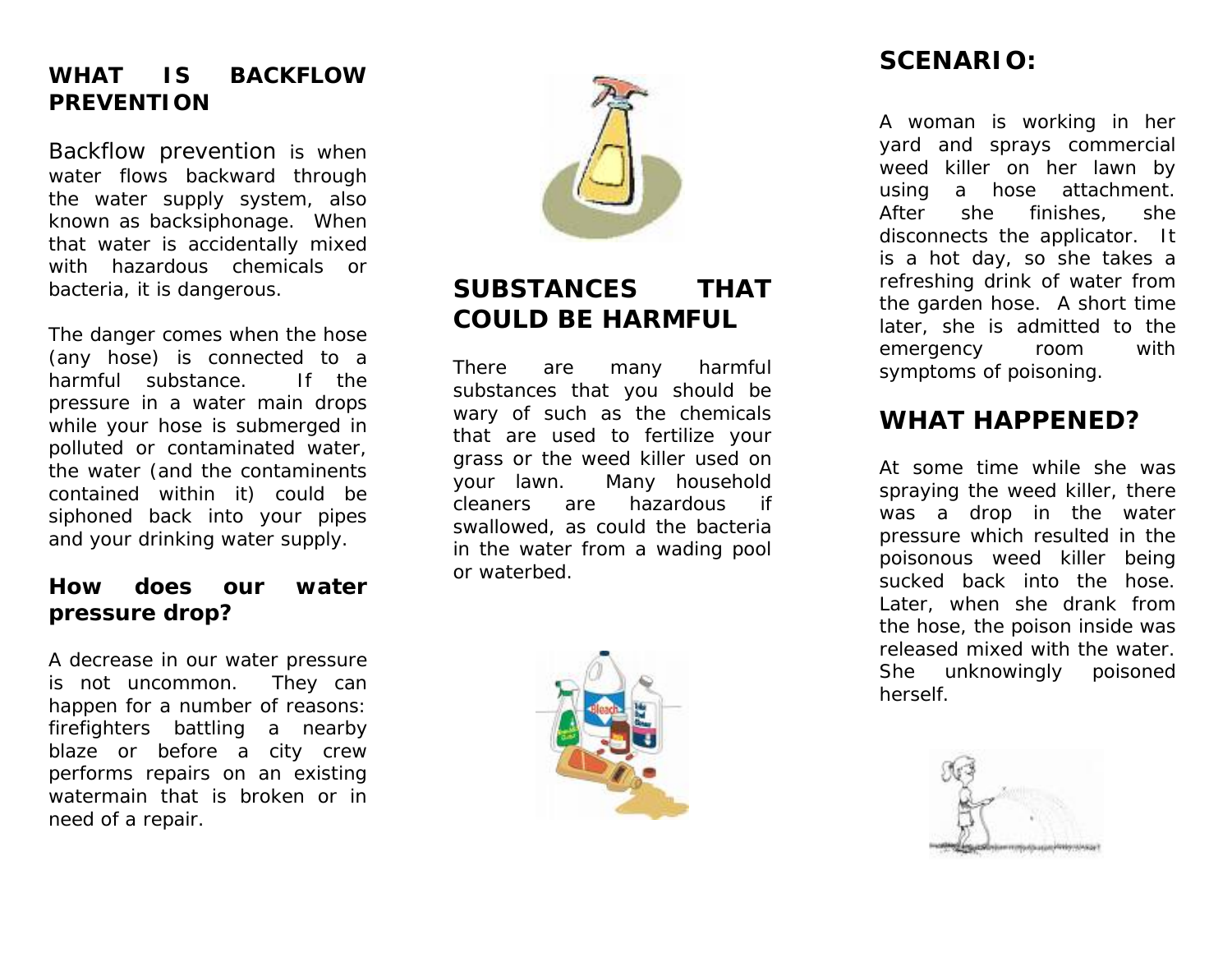## WHAT IS BACKFLOW PREVENTION

Backflow prevention is when water flows backward through the water supply system, also known as backsiphonage. When that water is accidentally mixed with hazardous chemicals or bacteria, it is dangerous.

The danger comes when the hose (any hose) is connected to a harmful substance. If the pressure in a water main drops while your hose is submerged in polluted or contaminated water, the water (and the contaminents contained within it) could be siphoned back into your pipes and your drinking water supply.

### How does our water pressure drop?

A decrease in our water pressure is not uncommon. They can happen for a number of reasons: firefighters battling a nearby blaze or before a city crew performs repairs on an existing watermain that is broken or in need of a repair.

## SUBSTANCES THAT COULD BE HARMFUL

There are many harmful substances that you should be wary of such as the chemicals that are used to fertilize your grass or the weed killer used on your lawn. Many household cleaners are hazardous if swallowed, as could the bacteria in the water from a wading pool or waterbed.

## SCENARIO:

A woman is working in her yard and sprays commercial weed killer on her lawn by using a hose attachment. After she finishes, she disconnects the applicator. It is a hot day, so she takes a refreshing drink of water from the garden hose. A short time later, she is admitted to the emergency room with symptoms of poisoning.

## WHAT HAPPENED?

At some time while she was spraying the weed killer, there was a drop in the water pressure which resulted in the poisonous weed killer being sucked back into the hose. Later, when she drank from the hose, the poison inside was released mixed with the water. She unknowingly poisoned herself.